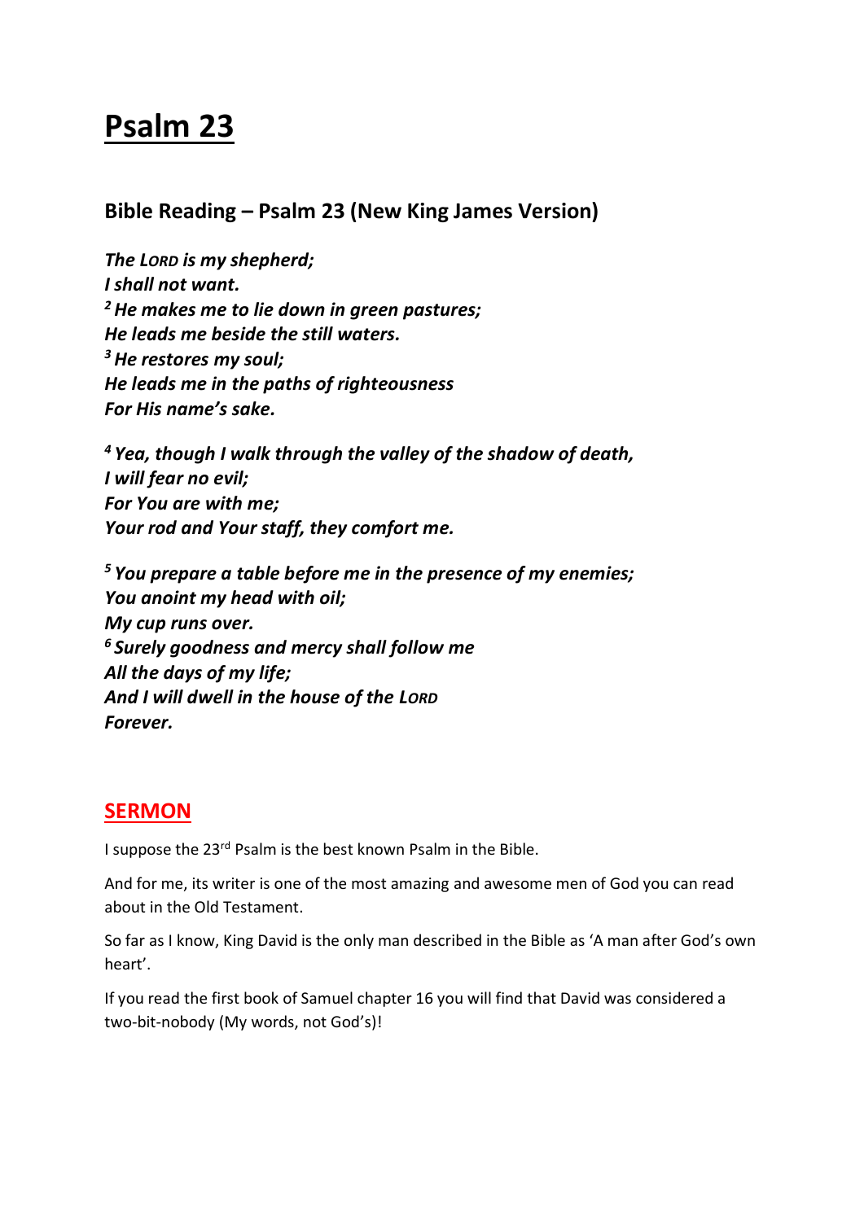# Psalm 23

## Bible Reading – Psalm 23 (New King James Version)

***The LORD is my shepherd;***
***I shall not want.***
***[2] He makes me to lie down in green pastures;***
***He leads me beside the still waters.***
***[3] He restores my soul;***
***He leads me in the paths of righteousness***
***For His name's sake.***

***[4] Yea, though I walk through the valley of the shadow of death,***
***I will fear no evil;***
***For You are with me;***
***Your rod and Your staff, they comfort me.***

***[5] You prepare a table before me in the presence of my enemies;***
***You anoint my head with oil;***
***My cup runs over.***
***[6] Surely goodness and mercy shall follow me***
***All the days of my life;***
***And I will dwell in the house of the LORD***
***Forever.***

## SERMON

I suppose the 23rd Psalm is the best known Psalm in the Bible.

And for me, its writer is one of the most amazing and awesome men of God you can read about in the Old Testament.

So far as I know, King David is the only man described in the Bible as 'A man after God's own heart'.

If you read the first book of Samuel chapter 16 you will find that David was considered a two-bit-nobody (My words, not God's)!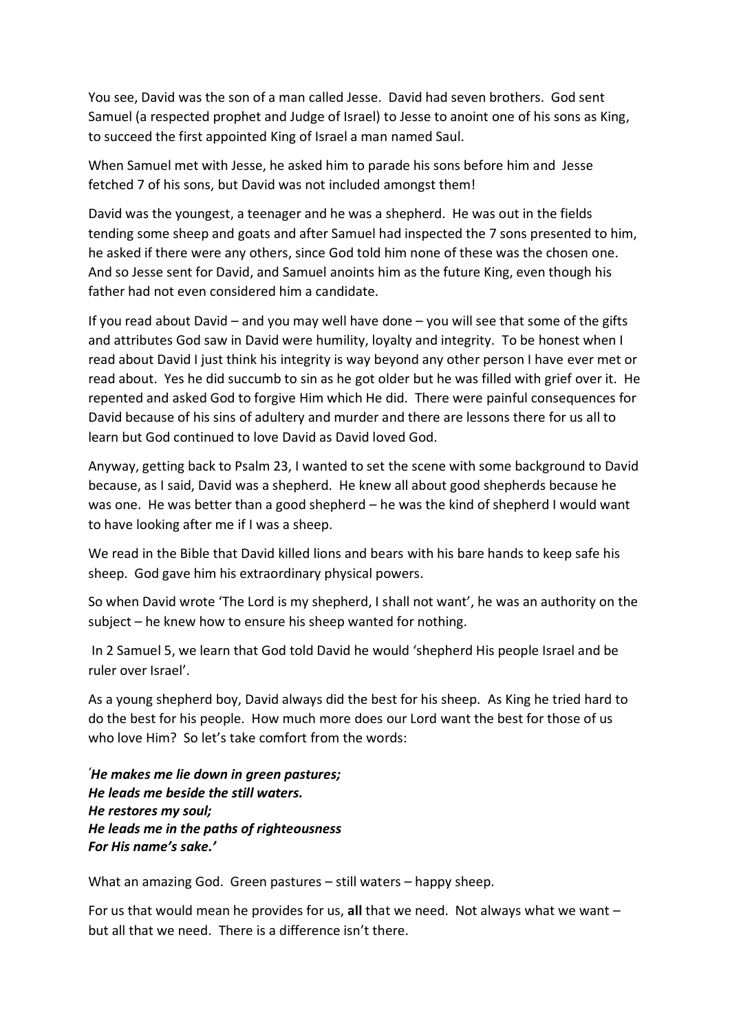You see, David was the son of a man called Jesse. David had seven brothers. God sent Samuel (a respected prophet and Judge of Israel) to Jesse to anoint one of his sons as King, to succeed the first appointed King of Israel a man named Saul.

When Samuel met with Jesse, he asked him to parade his sons before him and Jesse fetched 7 of his sons, but David was not included amongst them!

David was the youngest, a teenager and he was a shepherd. He was out in the fields tending some sheep and goats and after Samuel had inspected the 7 sons presented to him, he asked if there were any others, since God told him none of these was the chosen one. And so Jesse sent for David, and Samuel anoints him as the future King, even though his father had not even considered him a candidate.

If you read about David – and you may well have done – you will see that some of the gifts and attributes God saw in David were humility, loyalty and integrity. To be honest when I read about David I just think his integrity is way beyond any other person I have ever met or read about. Yes he did succumb to sin as he got older but he was filled with grief over it. He repented and asked God to forgive Him which He did. There were painful consequences for David because of his sins of adultery and murder and there are lessons there for us all to learn but God continued to love David as David loved God.

Anyway, getting back to Psalm 23, I wanted to set the scene with some background to David because, as I said, David was a shepherd. He knew all about good shepherds because he was one. He was better than a good shepherd – he was the kind of shepherd I would want to have looking after me if I was a sheep.

We read in the Bible that David killed lions and bears with his bare hands to keep safe his sheep. God gave him his extraordinary physical powers.

So when David wrote 'The Lord is my shepherd, I shall not want', he was an authority on the subject – he knew how to ensure his sheep wanted for nothing.

In 2 Samuel 5, we learn that God told David he would 'shepherd His people Israel and be ruler over Israel'.

As a young shepherd boy, David always did the best for his sheep. As King he tried hard to do the best for his people. How much more does our Lord want the best for those of us who love Him? So let's take comfort from the words:

***'He makes me lie down in green pastures;***
***He leads me beside the still waters.***
***He restores my soul;***
***He leads me in the paths of righteousness***
***For His name's sake.'***

What an amazing God. Green pastures – still waters – happy sheep.

For us that would mean he provides for us, **all** that we need. Not always what we want – but all that we need. There is a difference isn't there.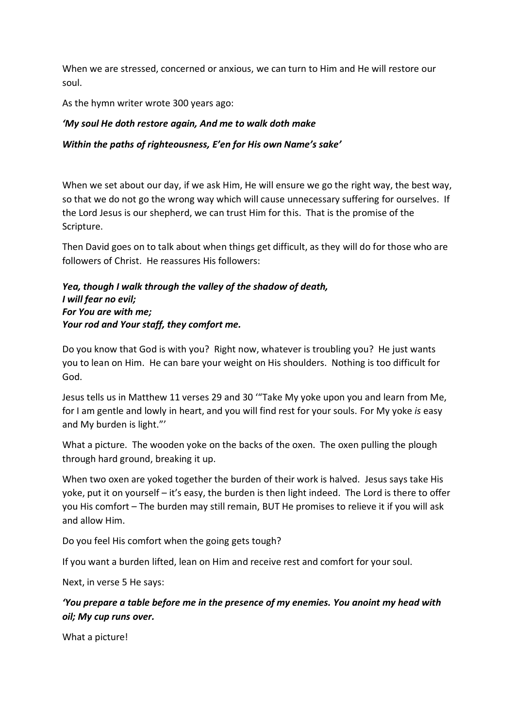When we are stressed, concerned or anxious, we can turn to Him and He will restore our soul.

As the hymn writer wrote 300 years ago:

***'My soul He doth restore again, And me to walk doth make***

***Within the paths of righteousness, E'en for His own Name's sake'***

When we set about our day, if we ask Him, He will ensure we go the right way, the best way, so that we do not go the wrong way which will cause unnecessary suffering for ourselves. If the Lord Jesus is our shepherd, we can trust Him for this. That is the promise of the Scripture.

Then David goes on to talk about when things get difficult, as they will do for those who are followers of Christ. He reassures His followers:

***Yea, though I walk through the valley of the shadow of death,***
***I will fear no evil;***
***For You are with me;***
***Your rod and Your staff, they comfort me.***

Do you know that God is with you? Right now, whatever is troubling you? He just wants you to lean on Him. He can bare your weight on His shoulders. Nothing is too difficult for God.

Jesus tells us in Matthew 11 verses 29 and 30 '"Take My yoke upon you and learn from Me, for I am gentle and lowly in heart, and you will find rest for your souls. For My yoke *is* easy and My burden is light."'

What a picture. The wooden yoke on the backs of the oxen. The oxen pulling the plough through hard ground, breaking it up.

When two oxen are yoked together the burden of their work is halved. Jesus says take His yoke, put it on yourself – it's easy, the burden is then light indeed. The Lord is there to offer you His comfort – The burden may still remain, BUT He promises to relieve it if you will ask and allow Him.

Do you feel His comfort when the going gets tough?

If you want a burden lifted, lean on Him and receive rest and comfort for your soul.

Next, in verse 5 He says:

***'You prepare a table before me in the presence of my enemies. You anoint my head with oil; My cup runs over.***

What a picture!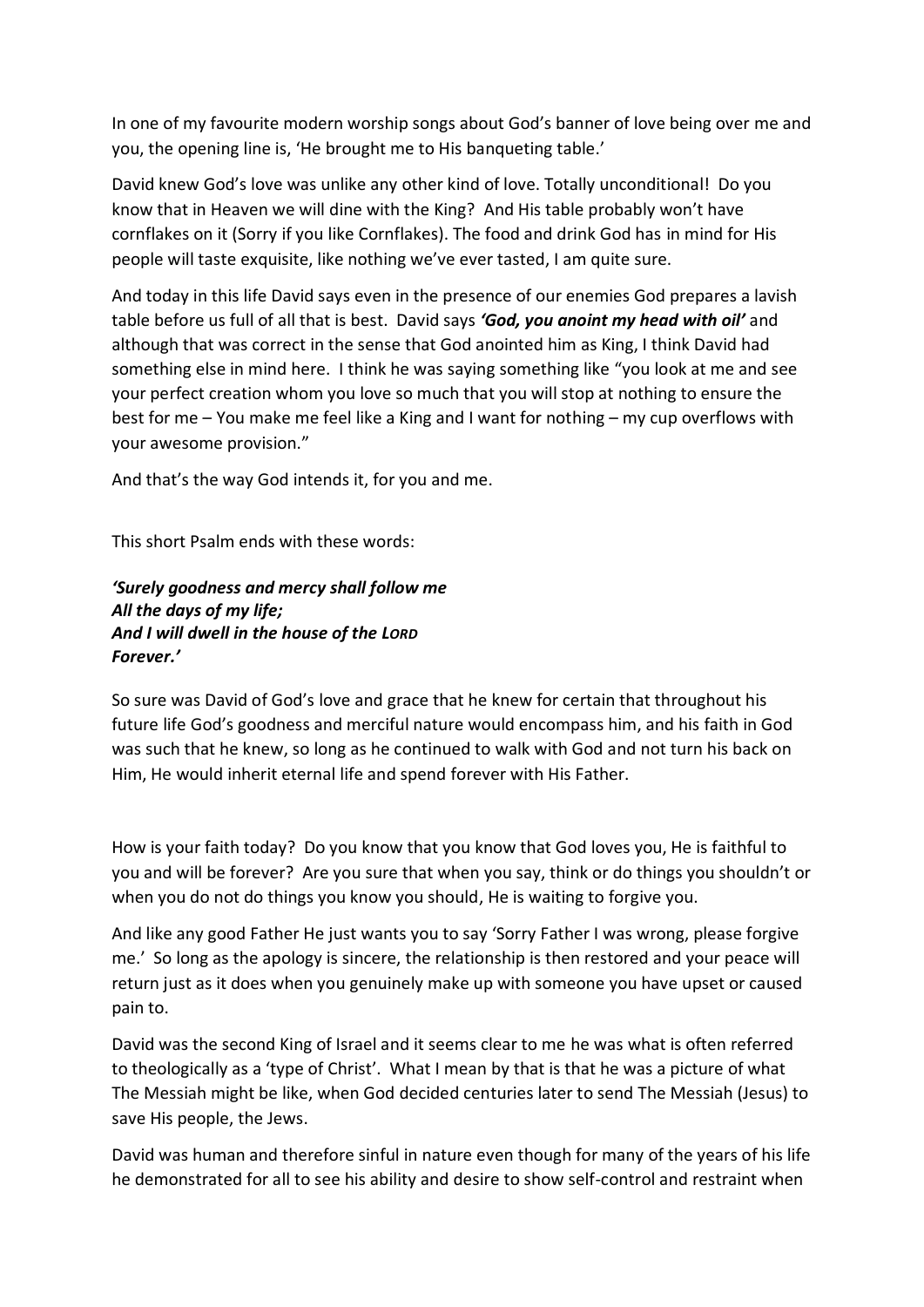In one of my favourite modern worship songs about God's banner of love being over me and you, the opening line is, 'He brought me to His banqueting table.'

David knew God's love was unlike any other kind of love. Totally unconditional! Do you know that in Heaven we will dine with the King? And His table probably won't have cornflakes on it (Sorry if you like Cornflakes). The food and drink God has in mind for His people will taste exquisite, like nothing we've ever tasted, I am quite sure.

And today in this life David says even in the presence of our enemies God prepares a lavish table before us full of all that is best. David says ***'God, you anoint my head with oil'*** and although that was correct in the sense that God anointed him as King, I think David had something else in mind here. I think he was saying something like "you look at me and see your perfect creation whom you love so much that you will stop at nothing to ensure the best for me – You make me feel like a King and I want for nothing – my cup overflows with your awesome provision."

And that's the way God intends it, for you and me.

This short Psalm ends with these words:

***'Surely goodness and mercy shall follow me***
***All the days of my life;***
***And I will dwell in the house of the LORD***
***Forever.'***

So sure was David of God's love and grace that he knew for certain that throughout his future life God's goodness and merciful nature would encompass him, and his faith in God was such that he knew, so long as he continued to walk with God and not turn his back on Him, He would inherit eternal life and spend forever with His Father.

How is your faith today? Do you know that you know that God loves you, He is faithful to you and will be forever? Are you sure that when you say, think or do things you shouldn't or when you do not do things you know you should, He is waiting to forgive you.

And like any good Father He just wants you to say 'Sorry Father I was wrong, please forgive me.' So long as the apology is sincere, the relationship is then restored and your peace will return just as it does when you genuinely make up with someone you have upset or caused pain to.

David was the second King of Israel and it seems clear to me he was what is often referred to theologically as a 'type of Christ'. What I mean by that is that he was a picture of what The Messiah might be like, when God decided centuries later to send The Messiah (Jesus) to save His people, the Jews.

David was human and therefore sinful in nature even though for many of the years of his life he demonstrated for all to see his ability and desire to show self-control and restraint when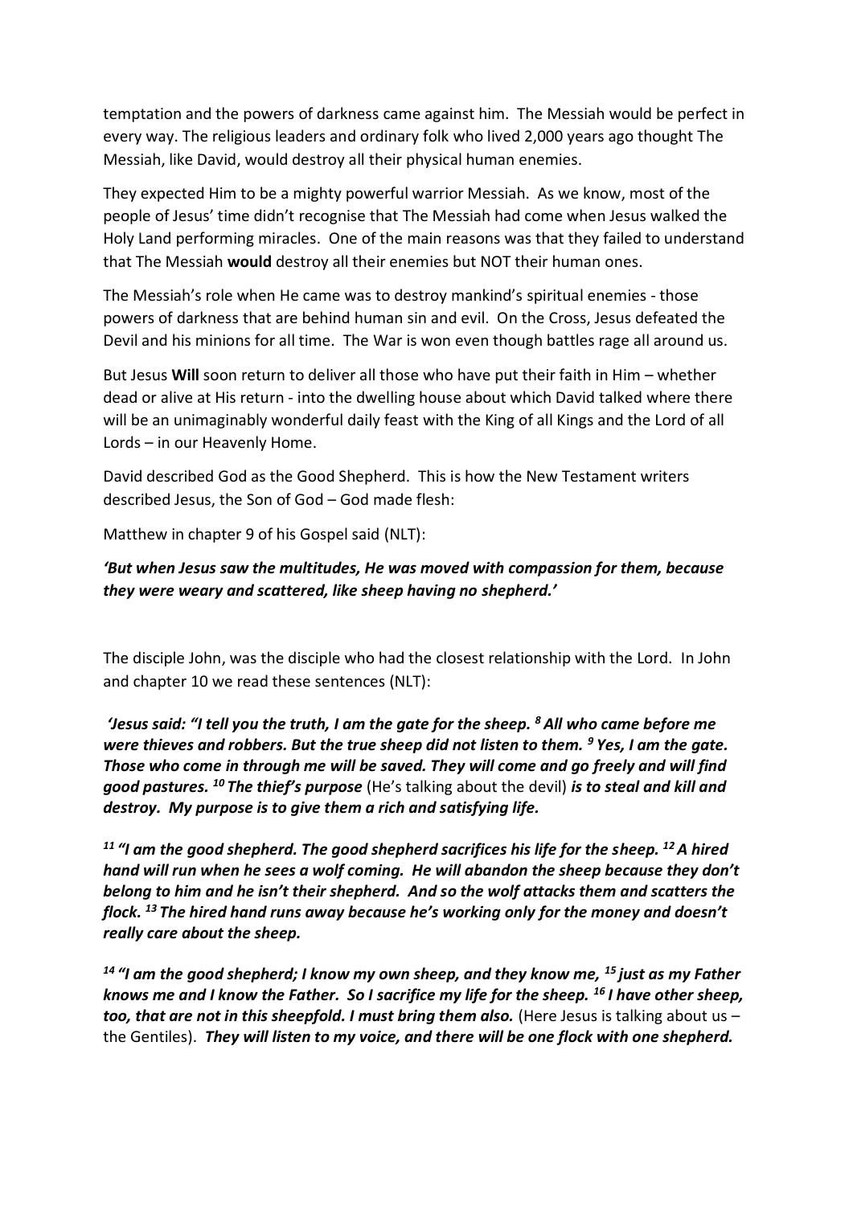temptation and the powers of darkness came against him. The Messiah would be perfect in every way. The religious leaders and ordinary folk who lived 2,000 years ago thought The Messiah, like David, would destroy all their physical human enemies.

They expected Him to be a mighty powerful warrior Messiah. As we know, most of the people of Jesus' time didn't recognise that The Messiah had come when Jesus walked the Holy Land performing miracles. One of the main reasons was that they failed to understand that The Messiah **would** destroy all their enemies but NOT their human ones.

The Messiah's role when He came was to destroy mankind's spiritual enemies - those powers of darkness that are behind human sin and evil. On the Cross, Jesus defeated the Devil and his minions for all time. The War is won even though battles rage all around us.

But Jesus **Will** soon return to deliver all those who have put their faith in Him – whether dead or alive at His return - into the dwelling house about which David talked where there will be an unimaginably wonderful daily feast with the King of all Kings and the Lord of all Lords – in our Heavenly Home.

David described God as the Good Shepherd. This is how the New Testament writers described Jesus, the Son of God – God made flesh:

Matthew in chapter 9 of his Gospel said (NLT):

***'But when Jesus saw the multitudes, He was moved with compassion for them, because they were weary and scattered, like sheep having no shepherd.'***

The disciple John, was the disciple who had the closest relationship with the Lord. In John and chapter 10 we read these sentences (NLT):

***'Jesus said: "I tell you the truth, I am the gate for the sheep. [8] All who came before me were thieves and robbers. But the true sheep did not listen to them. [9] Yes, I am the gate. Those who come in through me will be saved. They will come and go freely and will find good pastures. [10] The thief's purpose*** (He's talking about the devil) ***is to steal and kill and destroy. My purpose is to give them a rich and satisfying life.***

***[11] "I am the good shepherd. The good shepherd sacrifices his life for the sheep. [12] A hired hand will run when he sees a wolf coming. He will abandon the sheep because they don't belong to him and he isn't their shepherd. And so the wolf attacks them and scatters the flock. [13] The hired hand runs away because he's working only for the money and doesn't really care about the sheep.***

***[14] "I am the good shepherd; I know my own sheep, and they know me, [15] just as my Father knows me and I know the Father. So I sacrifice my life for the sheep. [16] I have other sheep, too, that are not in this sheepfold. I must bring them also.*** (Here Jesus is talking about us – the Gentiles). ***They will listen to my voice, and there will be one flock with one shepherd.***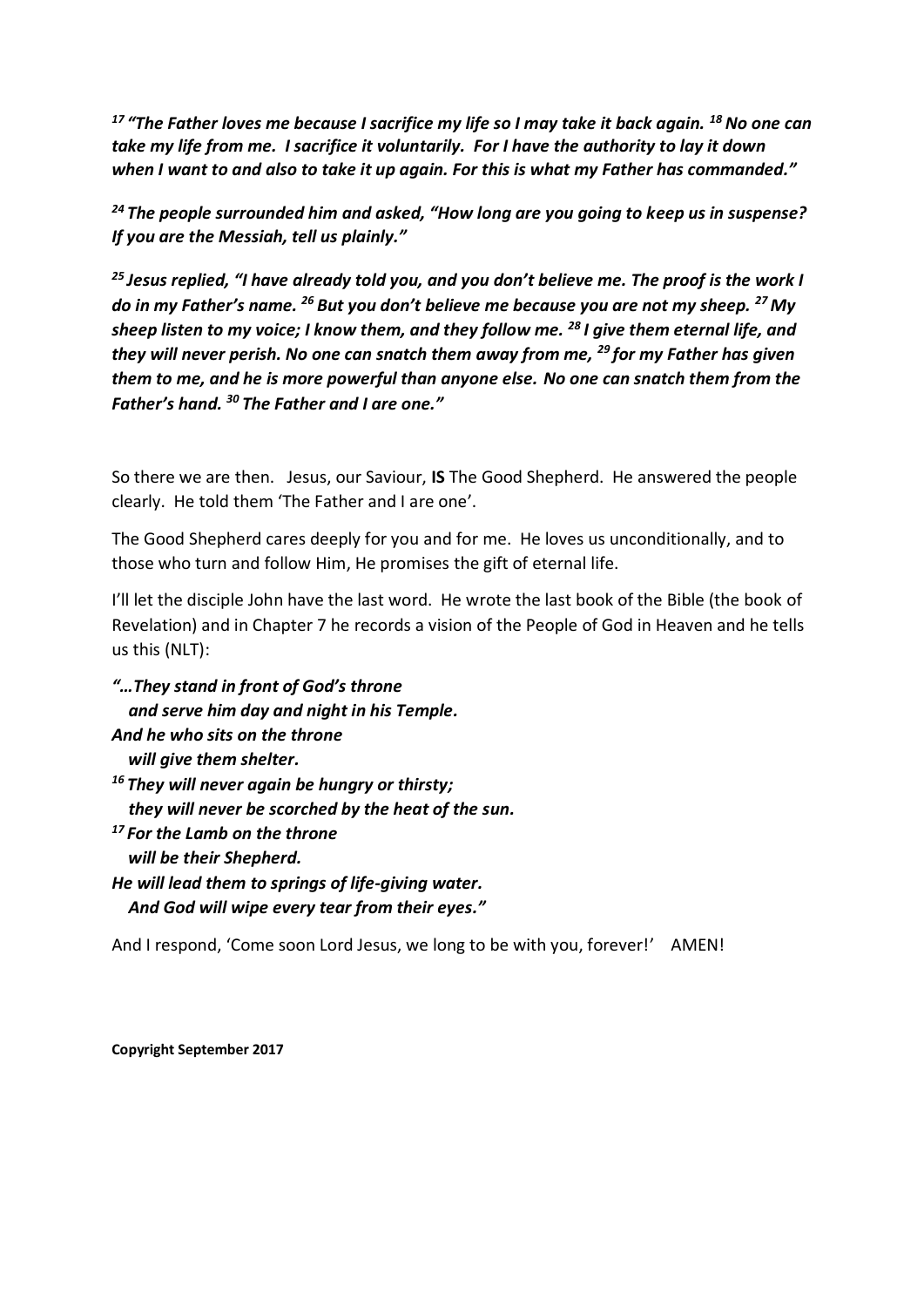*[17] "The Father loves me because I sacrifice my life so I may take it back again. [18] No one can take my life from me. I sacrifice it voluntarily. For I have the authority to lay it down when I want to and also to take it up again. For this is what my Father has commanded."*

*[24] The people surrounded him and asked, "How long are you going to keep us in suspense? If you are the Messiah, tell us plainly."*

*[25] Jesus replied, "I have already told you, and you don't believe me. The proof is the work I do in my Father's name. [26] But you don't believe me because you are not my sheep. [27] My sheep listen to my voice; I know them, and they follow me. [28] I give them eternal life, and they will never perish. No one can snatch them away from me, [29] for my Father has given them to me, and he is more powerful than anyone else. No one can snatch them from the Father's hand. [30] The Father and I are one."*

So there we are then. Jesus, our Saviour, **IS** The Good Shepherd. He answered the people clearly. He told them 'The Father and I are one'.

The Good Shepherd cares deeply for you and for me. He loves us unconditionally, and to those who turn and follow Him, He promises the gift of eternal life.

I'll let the disciple John have the last word. He wrote the last book of the Bible (the book of Revelation) and in Chapter 7 he records a vision of the People of God in Heaven and he tells us this (NLT):

*"…They stand in front of God's throne*
*and serve him day and night in his Temple.*
*And he who sits on the throne*
*will give them shelter.*
*[16] They will never again be hungry or thirsty;*
*they will never be scorched by the heat of the sun.*
*[17] For the Lamb on the throne*
*will be their Shepherd.*
*He will lead them to springs of life-giving water.*
*And God will wipe every tear from their eyes."*

And I respond, 'Come soon Lord Jesus, we long to be with you, forever!' AMEN!

**Copyright September 2017**